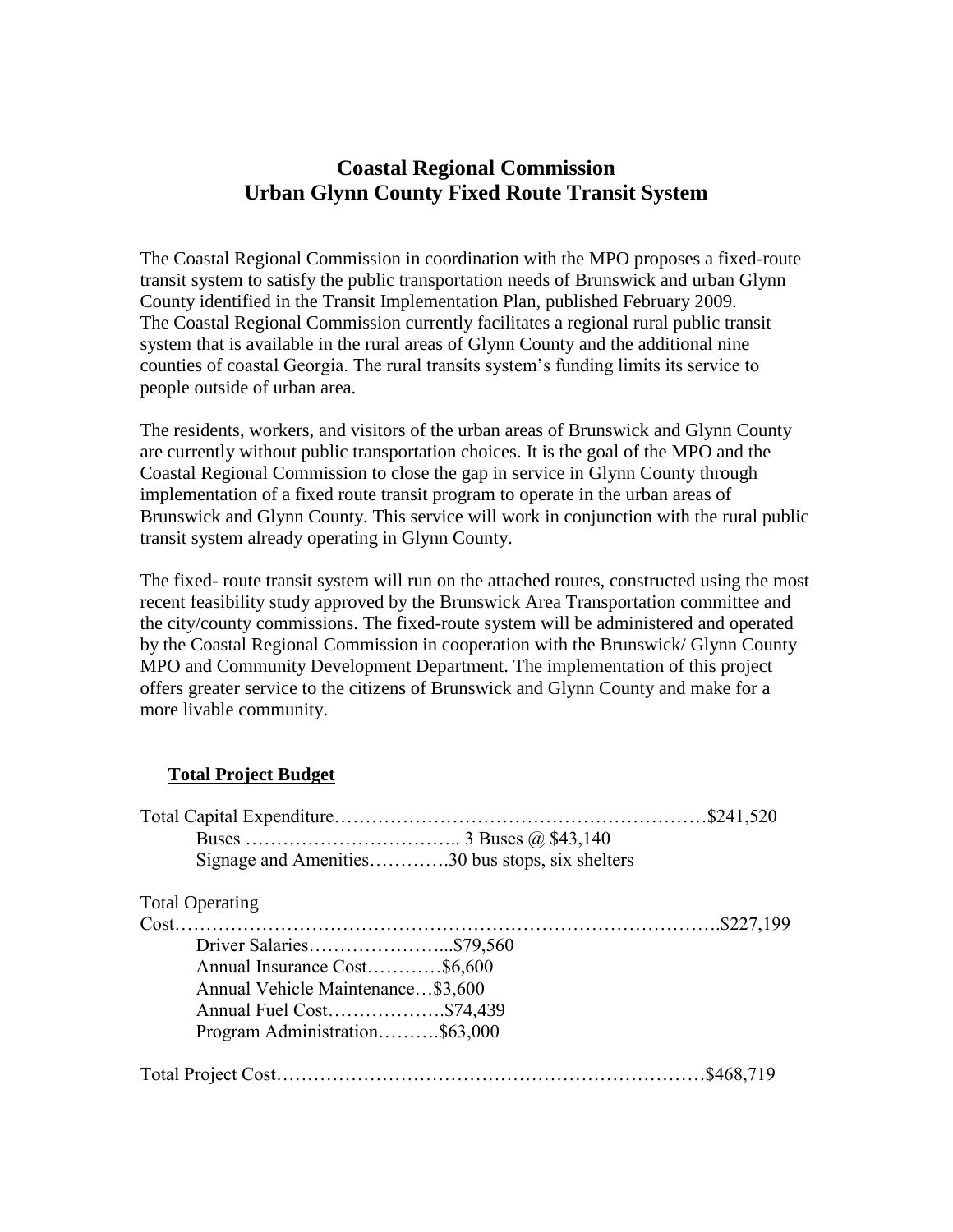# Coastal Regional Commission
# Urban Glynn County Fixed Route Transit System

The Coastal Regional Commission in coordination with the MPO proposes a fixed-route transit system to satisfy the public transportation needs of Brunswick and urban Glynn County identified in the Transit Implementation Plan, published February 2009. The Coastal Regional Commission currently facilitates a regional rural public transit system that is available in the rural areas of Glynn County and the additional nine counties of coastal Georgia. The rural transits system's funding limits its service to people outside of urban area.

The residents, workers, and visitors of the urban areas of Brunswick and Glynn County are currently without public transportation choices. It is the goal of the MPO and the Coastal Regional Commission to close the gap in service in Glynn County through implementation of a fixed route transit program to operate in the urban areas of Brunswick and Glynn County. This service will work in conjunction with the rural public transit system already operating in Glynn County.

The fixed- route transit system will run on the attached routes, constructed using the most recent feasibility study approved by the Brunswick Area Transportation committee and the city/county commissions. The fixed-route system will be administered and operated by the Coastal Regional Commission in cooperation with the Brunswick/ Glynn County MPO and Community Development Department. The implementation of this project offers greater service to the citizens of Brunswick and Glynn County and make for a more livable community.

**<u>Total Project Budget</u>**

Total Capital Expenditure……………………………………………………$241,520
- Buses …………………………….. 3 Buses @ $43,140
- Signage and Amenities………….30 bus stops, six shelters

Total Operating Cost……………………………………………………………………….$227,199
- Driver Salaries…………………...$79,560
- Annual Insurance Cost…………$6,600
- Annual Vehicle Maintenance…$3,600
- Annual Fuel Cost……………….$74,439
- Program Administration……….$63,000

Total Project Cost……………………………………………………………$468,719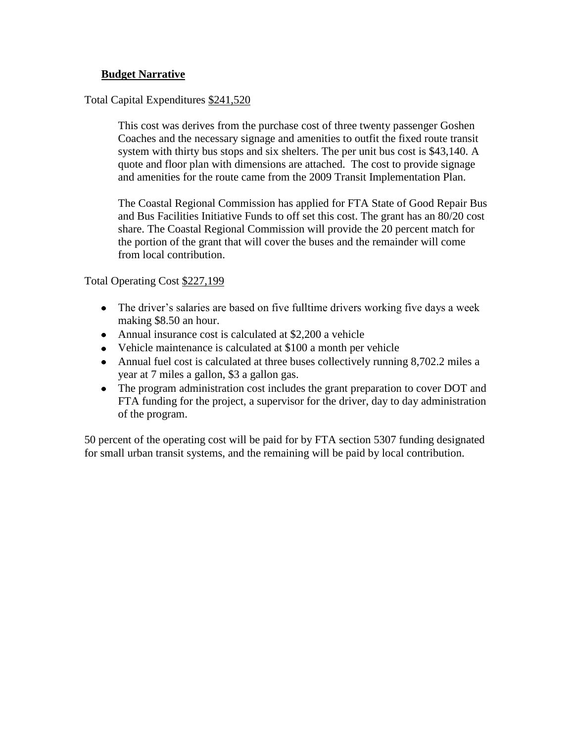**Budget Narrative**

Total Capital Expenditures <u>$241,520</u>

This cost was derives from the purchase cost of three twenty passenger Goshen Coaches and the necessary signage and amenities to outfit the fixed route transit system with thirty bus stops and six shelters. The per unit bus cost is $43,140. A quote and floor plan with dimensions are attached. The cost to provide signage and amenities for the route came from the 2009 Transit Implementation Plan.

The Coastal Regional Commission has applied for FTA State of Good Repair Bus and Bus Facilities Initiative Funds to off set this cost. The grant has an 80/20 cost share. The Coastal Regional Commission will provide the 20 percent match for the portion of the grant that will cover the buses and the remainder will come from local contribution.

Total Operating Cost <u>$227,199</u>

- The driver's salaries are based on five fulltime drivers working five days a week making $8.50 an hour.
- Annual insurance cost is calculated at $2,200 a vehicle
- Vehicle maintenance is calculated at $100 a month per vehicle
- Annual fuel cost is calculated at three buses collectively running 8,702.2 miles a year at 7 miles a gallon, $3 a gallon gas.
- The program administration cost includes the grant preparation to cover DOT and FTA funding for the project, a supervisor for the driver, day to day administration of the program.

50 percent of the operating cost will be paid for by FTA section 5307 funding designated for small urban transit systems, and the remaining will be paid by local contribution.